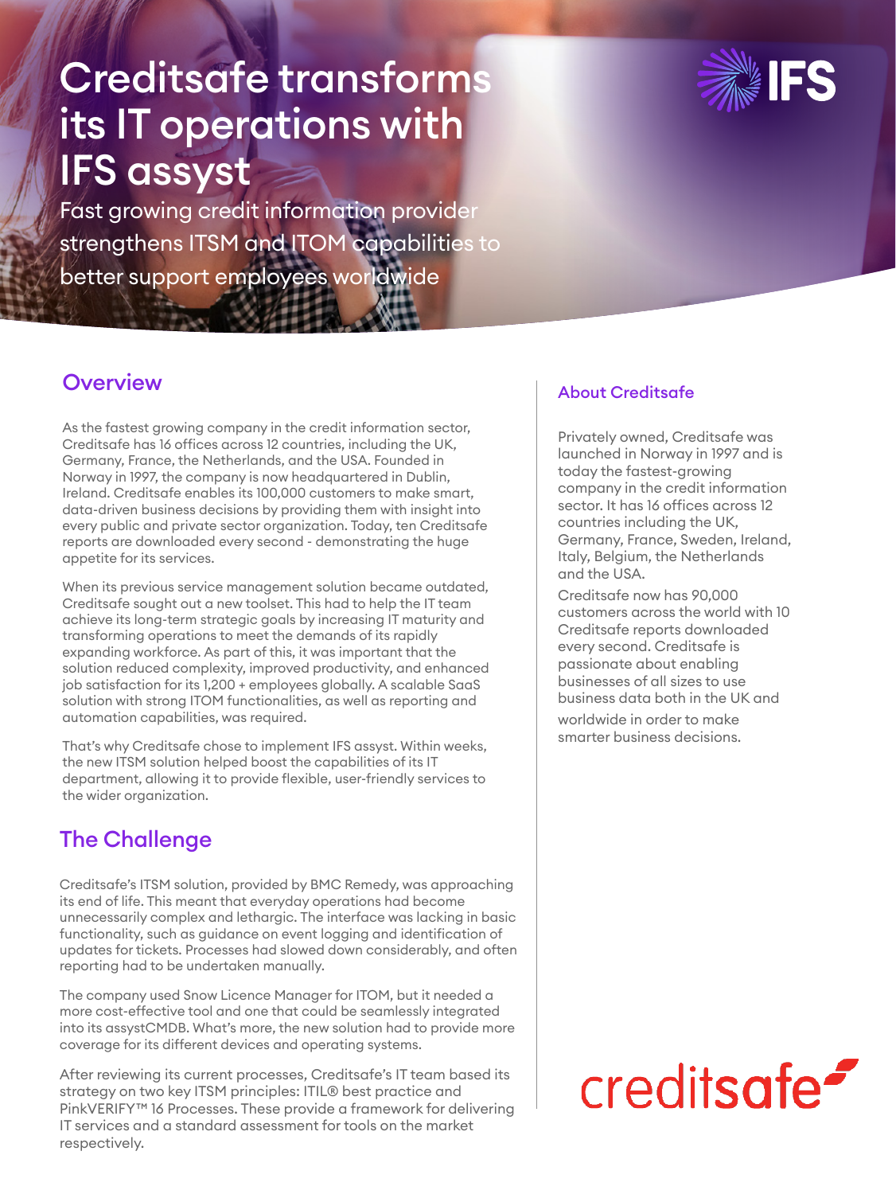# Creditsafe transforms its IT operations with IFS assyst

Fast growing credit information provider strengthens ITSM and ITOM capabilities to better support employees worldwide

## Overview

As the fastest growing company in the credit information sector, Creditsafe has 16 offices across 12 countries, including the UK, Germany, France, the Netherlands, and the USA. Founded in Norway in 1997, the company is now headquartered in Dublin, Ireland. Creditsafe enables its 100,000 customers to make smart, data-driven business decisions by providing them with insight into every public and private sector organization. Today, ten Creditsafe reports are downloaded every second - demonstrating the huge appetite for its services.

When its previous service management solution became outdated, Creditsafe sought out a new toolset. This had to help the IT team achieve its long-term strategic goals by increasing IT maturity and transforming operations to meet the demands of its rapidly expanding workforce. As part of this, it was important that the solution reduced complexity, improved productivity, and enhanced job satisfaction for its 1,200 + employees globally. A scalable SaaS solution with strong ITOM functionalities, as well as reporting and automation capabilities, was required.

That's why Creditsafe chose to implement IFS assyst. Within weeks, the new ITSM solution helped boost the capabilities of its IT department, allowing it to provide flexible, user-friendly services to the wider organization.

## The Challenge

Creditsafe's ITSM solution, provided by BMC Remedy, was approaching its end of life. This meant that everyday operations had become unnecessarily complex and lethargic. The interface was lacking in basic functionality, such as guidance on event logging and identification of updates for tickets. Processes had slowed down considerably, and often reporting had to be undertaken manually.

The company used Snow Licence Manager for ITOM, but it needed a more cost-effective tool and one that could be seamlessly integrated into its assystCMDB. What's more, the new solution had to provide more coverage for its different devices and operating systems.

After reviewing its current processes, Creditsafe's IT team based its strategy on two key ITSM principles: ITIL® best practice and PinkVERIFY™ 16 Processes. These provide a framework for delivering IT services and a standard assessment for tools on the market respectively.

### About Creditsafe

Privately owned, Creditsafe was launched in Norway in 1997 and is today the fastest-growing company in the credit information sector. It has 16 offices across 12 countries including the UK, Germany, France, Sweden, Ireland, Italy, Belgium, the Netherlands and the USA.

Creditsafe now has 90,000 customers across the world with 10 Creditsafe reports downloaded every second. Creditsafe is passionate about enabling businesses of all sizes to use business data both in the UK and worldwide in order to make smarter business decisions.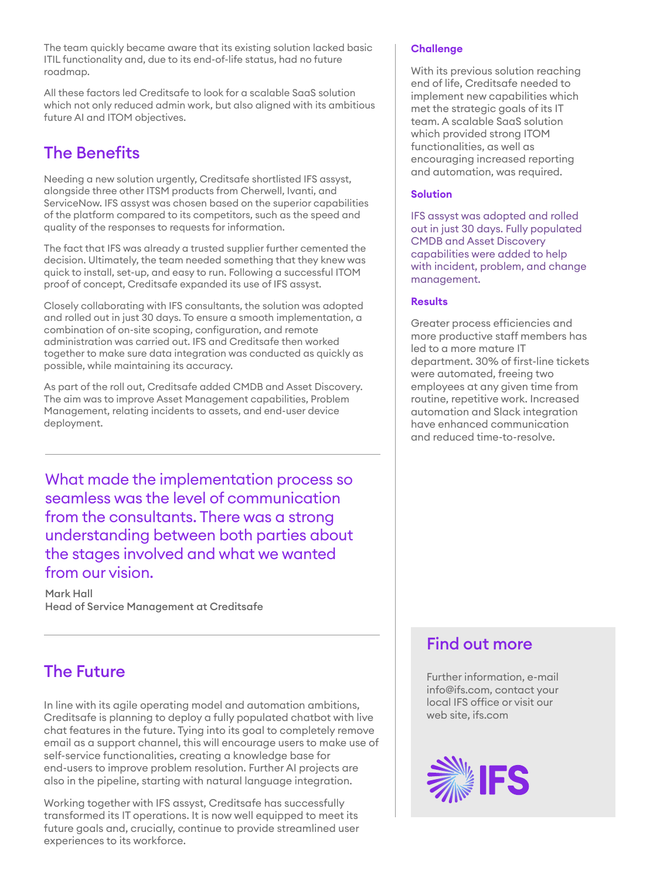The team quickly became aware that its existing solution lacked basic ITIL functionality and, due to its end-of-life status, had no future roadmap.

All these factors led Creditsafe to look for a scalable SaaS solution which not only reduced admin work, but also aligned with its ambitious future AI and ITOM objectives.

## The Benefits

Needing a new solution urgently, Creditsafe shortlisted IFS assyst, alongside three other ITSM products from Cherwell, Ivanti, and ServiceNow. IFS assyst was chosen based on the superior capabilities of the platform compared to its competitors, such as the speed and quality of the responses to requests for information.

The fact that IFS was already a trusted supplier further cemented the decision. Ultimately, the team needed something that they knew was quick to install, set-up, and easy to run. Following a successful ITOM proof of concept, Creditsafe expanded its use of IFS assyst.

Closely collaborating with IFS consultants, the solution was adopted and rolled out in just 30 days. To ensure a smooth implementation, a combination of on-site scoping, configuration, and remote administration was carried out. IFS and Creditsafe then worked together to make sure data integration was conducted as quickly as possible, while maintaining its accuracy.

As part of the roll out, Creditsafe added CMDB and Asset Discovery. The aim was to improve Asset Management capabilities, Problem Management, relating incidents to assets, and end-user device deployment.

> What made the implementation process so seamless was the level of communication from the consultants. There was a strong understanding between both parties about the stages involved and what we wanted from our vision.
>
> **Mark Hall**
> **Head of Service Management at Creditsafe**

## The Future

In line with its agile operating model and automation ambitions, Creditsafe is planning to deploy a fully populated chatbot with live chat features in the future. Tying into its goal to completely remove email as a support channel, this will encourage users to make use of self-service functionalities, creating a knowledge base for end-users to improve problem resolution. Further AI projects are also in the pipeline, starting with natural language integration.

Working together with IFS assyst, Creditsafe has successfully transformed its IT operations. It is now well equipped to meet its future goals and, crucially, continue to provide streamlined user experiences to its workforce.

### Challenge

With its previous solution reaching end of life, Creditsafe needed to implement new capabilities which met the strategic goals of its IT team. A scalable SaaS solution which provided strong ITOM functionalities, as well as encouraging increased reporting and automation, was required.

### Solution

IFS assyst was adopted and rolled out in just 30 days. Fully populated CMDB and Asset Discovery capabilities were added to help with incident, problem, and change management.

### Results

Greater process efficiencies and more productive staff members has led to a more mature IT department. 30% of first-line tickets were automated, freeing two employees at any given time from routine, repetitive work. Increased automation and Slack integration have enhanced communication and reduced time-to-resolve.

## Find out more

Further information, e-mail info@ifs.com, contact your local IFS office or visit our web site, ifs.com

IFS